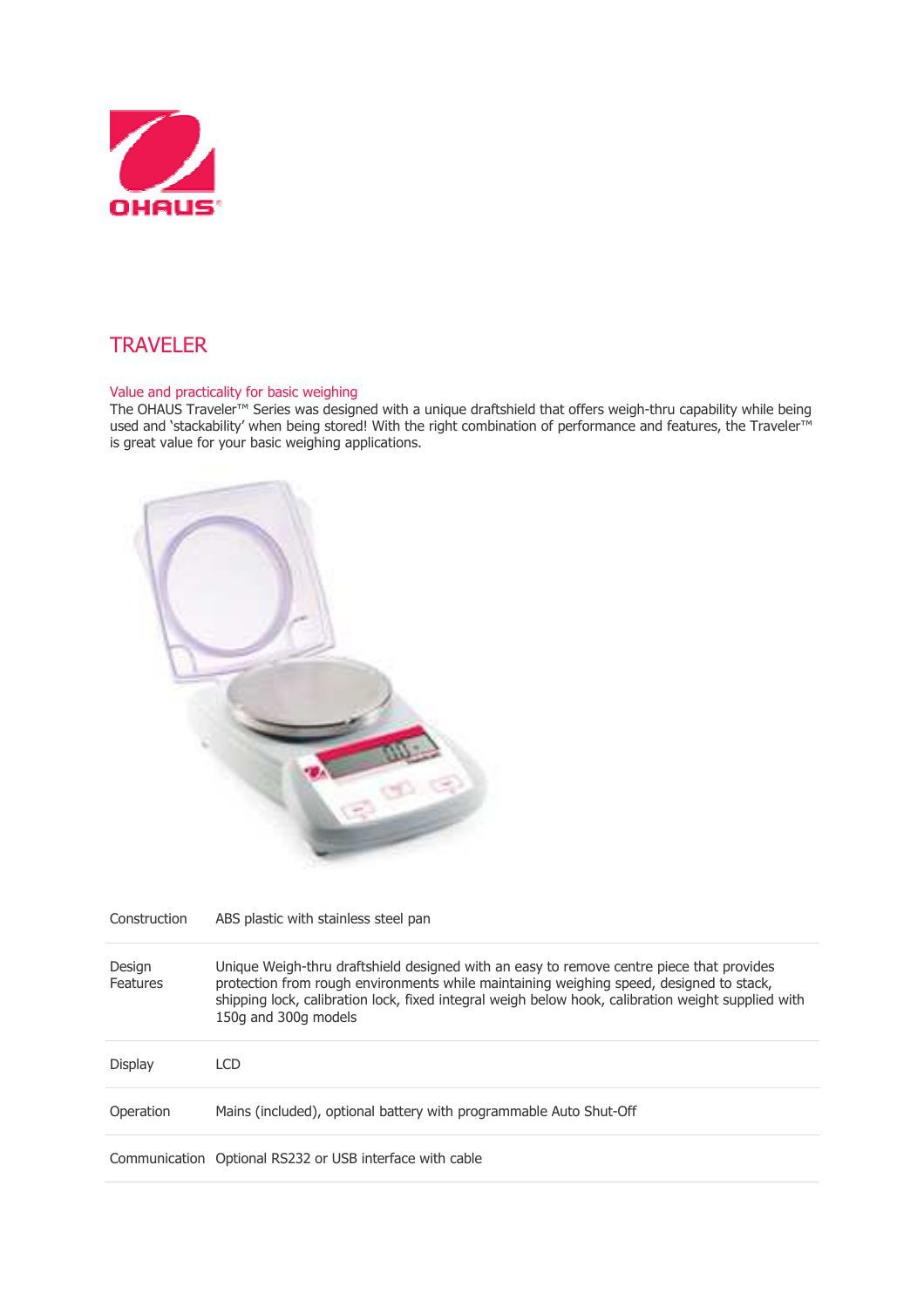OHAUS

# TRAVELER

## Value and practicality for basic weighing

The OHAUS Traveler™ Series was designed with a unique draftshield that offers weigh-thru capability while being used and 'stackability' when being stored! With the right combination of performance and features, the Traveler™ is great value for your basic weighing applications.

| | |
|---|---|
| Construction | ABS plastic with stainless steel pan |
| Design Features | Unique Weigh-thru draftshield designed with an easy to remove centre piece that provides protection from rough environments while maintaining weighing speed, designed to stack, shipping lock, calibration lock, fixed integral weigh below hook, calibration weight supplied with 150g and 300g models |
| Display | LCD |
| Operation | Mains (included), optional battery with programmable Auto Shut-Off |
| Communication | Optional RS232 or USB interface with cable |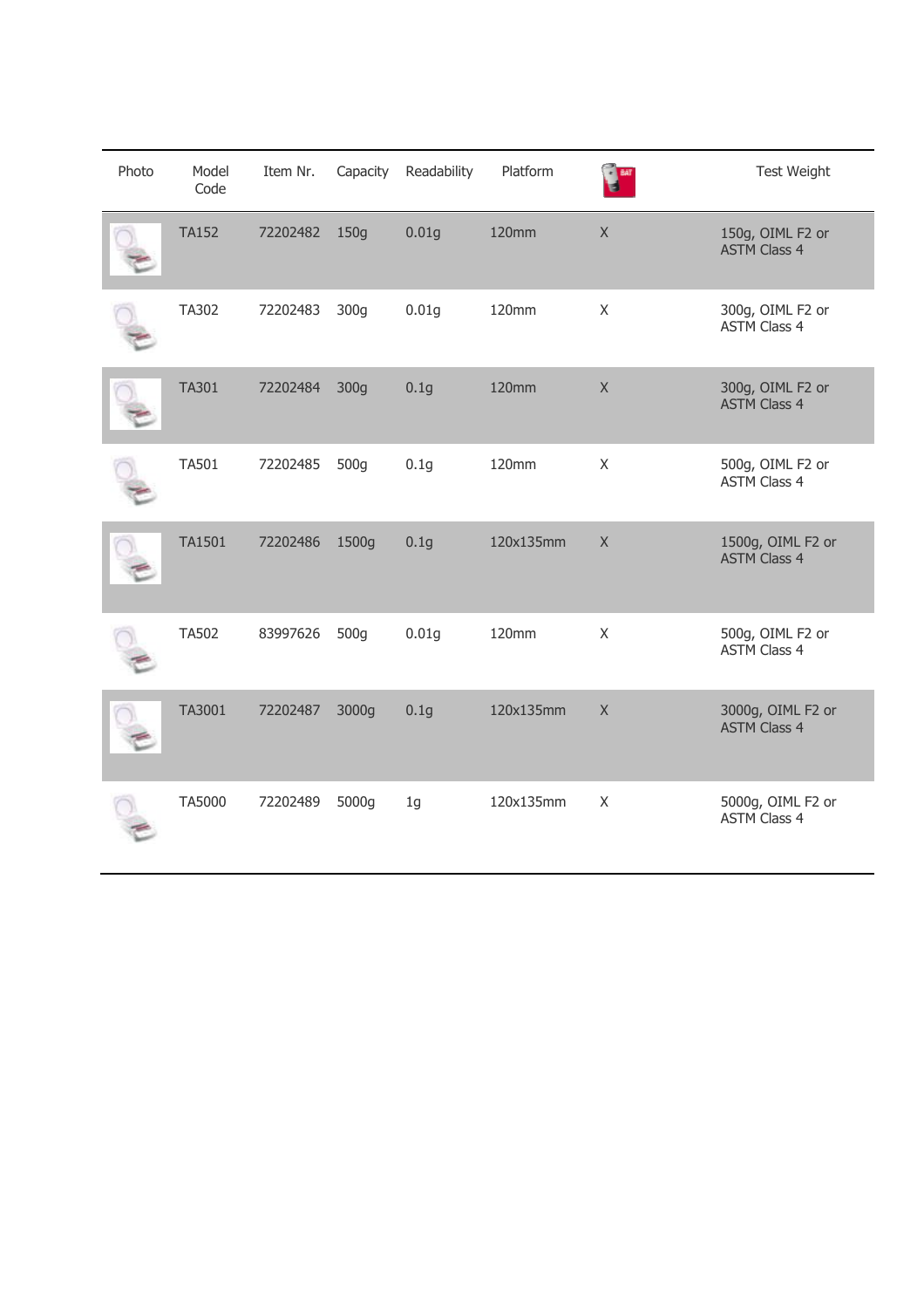| Photo | Model Code | Item Nr. | Capacity | Readability | Platform | | Test Weight |
|---|---|---|---|---|---|---|---|
| | TA152 | 72202482 | 150g | 0.01g | 120mm | X | 150g, OIML F2 or ASTM Class 4 |
| | TA302 | 72202483 | 300g | 0.01g | 120mm | X | 300g, OIML F2 or ASTM Class 4 |
| | TA301 | 72202484 | 300g | 0.1g | 120mm | X | 300g, OIML F2 or ASTM Class 4 |
| | TA501 | 72202485 | 500g | 0.1g | 120mm | X | 500g, OIML F2 or ASTM Class 4 |
| | TA1501 | 72202486 | 1500g | 0.1g | 120x135mm | X | 1500g, OIML F2 or ASTM Class 4 |
| | TA502 | 83997626 | 500g | 0.01g | 120mm | X | 500g, OIML F2 or ASTM Class 4 |
| | TA3001 | 72202487 | 3000g | 0.1g | 120x135mm | X | 3000g, OIML F2 or ASTM Class 4 |
| | TA5000 | 72202489 | 5000g | 1g | 120x135mm | X | 5000g, OIML F2 or ASTM Class 4 |